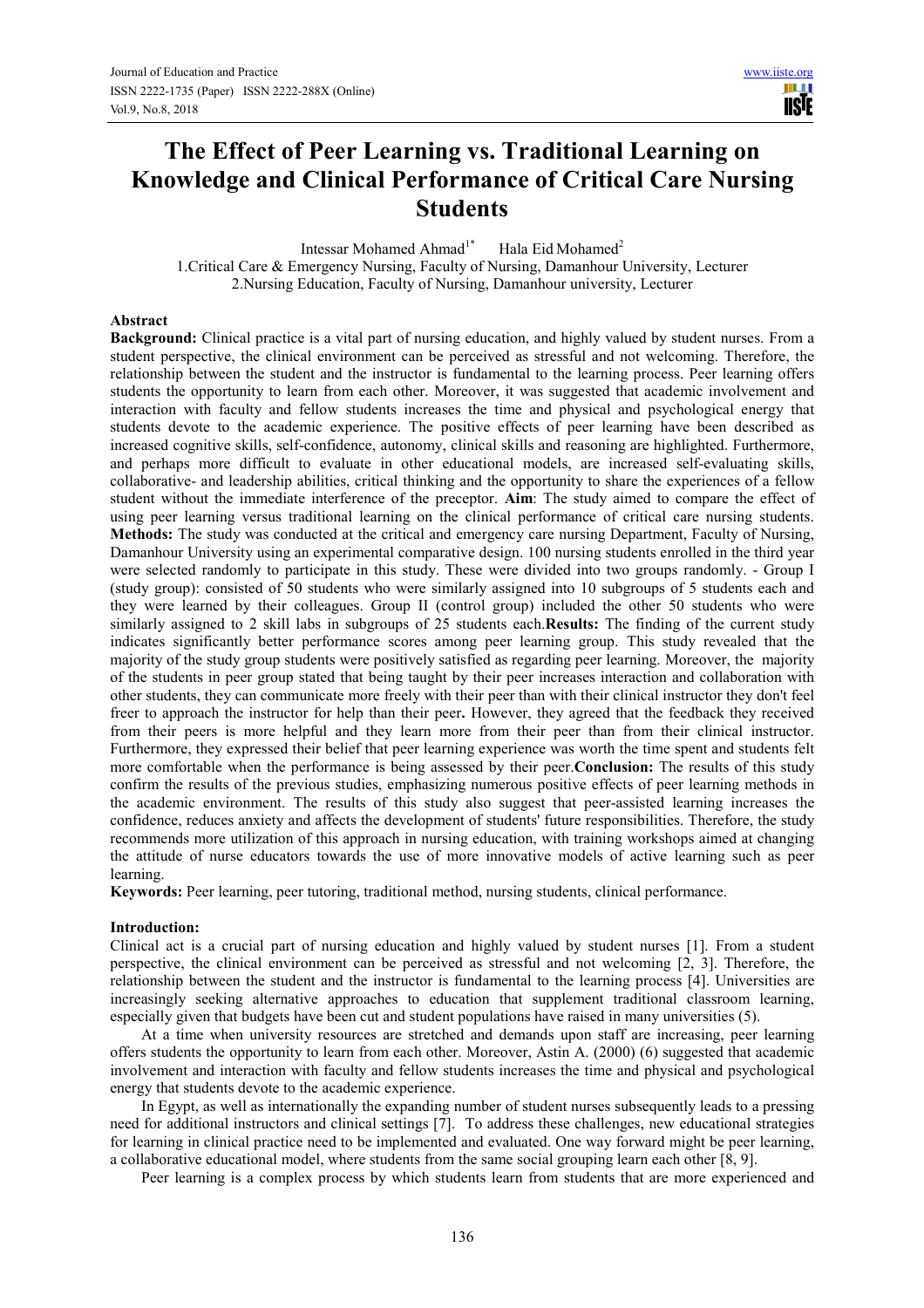# The Effect of Peer Learning vs. Traditional Learning on Knowledge and Clinical Performance of Critical Care Nursing Students

Intessar Mohamed Ahmad[1*] Hala Eid Mohamed[2]

1.Critical Care & Emergency Nursing, Faculty of Nursing, Damanhour University, Lecturer
2.Nursing Education, Faculty of Nursing, Damanhour university, Lecturer

## Abstract

**Background:** Clinical practice is a vital part of nursing education, and highly valued by student nurses. From a student perspective, the clinical environment can be perceived as stressful and not welcoming. Therefore, the relationship between the student and the instructor is fundamental to the learning process. Peer learning offers students the opportunity to learn from each other. Moreover, it was suggested that academic involvement and interaction with faculty and fellow students increases the time and physical and psychological energy that students devote to the academic experience. The positive effects of peer learning have been described as increased cognitive skills, self-confidence, autonomy, clinical skills and reasoning are highlighted. Furthermore, and perhaps more difficult to evaluate in other educational models, are increased self-evaluating skills, collaborative- and leadership abilities, critical thinking and the opportunity to share the experiences of a fellow student without the immediate interference of the preceptor. **Aim**: The study aimed to compare the effect of using peer learning versus traditional learning on the clinical performance of critical care nursing students. **Methods:** The study was conducted at the critical and emergency care nursing Department, Faculty of Nursing, Damanhour University using an experimental comparative design. 100 nursing students enrolled in the third year were selected randomly to participate in this study. These were divided into two groups randomly. - Group I (study group): consisted of 50 students who were similarly assigned into 10 subgroups of 5 students each and they were learned by their colleagues. Group II (control group) included the other 50 students who were similarly assigned to 2 skill labs in subgroups of 25 students each.**Results:** The finding of the current study indicates significantly better performance scores among peer learning group. This study revealed that the majority of the study group students were positively satisfied as regarding peer learning. Moreover, the majority of the students in peer group stated that being taught by their peer increases interaction and collaboration with other students, they can communicate more freely with their peer than with their clinical instructor they don't feel freer to approach the instructor for help than their peer**.** However, they agreed that the feedback they received from their peers is more helpful and they learn more from their peer than from their clinical instructor. Furthermore, they expressed their belief that peer learning experience was worth the time spent and students felt more comfortable when the performance is being assessed by their peer.**Conclusion:** The results of this study confirm the results of the previous studies, emphasizing numerous positive effects of peer learning methods in the academic environment. The results of this study also suggest that peer-assisted learning increases the confidence, reduces anxiety and affects the development of students' future responsibilities. Therefore, the study recommends more utilization of this approach in nursing education, with training workshops aimed at changing the attitude of nurse educators towards the use of more innovative models of active learning such as peer learning.

**Keywords:** Peer learning, peer tutoring, traditional method, nursing students, clinical performance.

## Introduction:

Clinical act is a crucial part of nursing education and highly valued by student nurses [1]. From a student perspective, the clinical environment can be perceived as stressful and not welcoming [2, 3]. Therefore, the relationship between the student and the instructor is fundamental to the learning process [4]. Universities are increasingly seeking alternative approaches to education that supplement traditional classroom learning, especially given that budgets have been cut and student populations have raised in many universities (5).

At a time when university resources are stretched and demands upon staff are increasing, peer learning offers students the opportunity to learn from each other. Moreover, Astin A. (2000) (6) suggested that academic involvement and interaction with faculty and fellow students increases the time and physical and psychological energy that students devote to the academic experience.

In Egypt, as well as internationally the expanding number of student nurses subsequently leads to a pressing need for additional instructors and clinical settings [7]. To address these challenges, new educational strategies for learning in clinical practice need to be implemented and evaluated. One way forward might be peer learning, a collaborative educational model, where students from the same social grouping learn each other [8, 9].

Peer learning is a complex process by which students learn from students that are more experienced and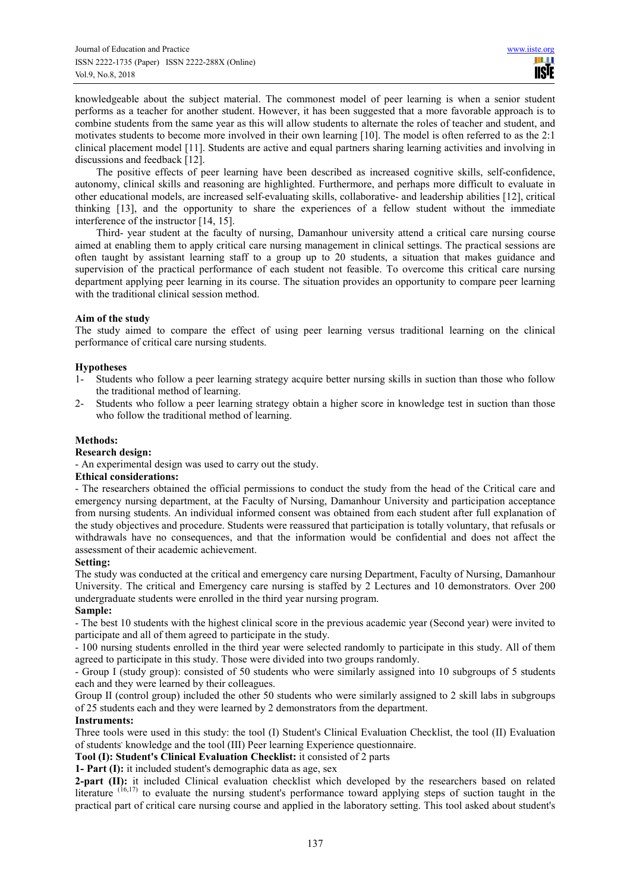knowledgeable about the subject material. The commonest model of peer learning is when a senior student performs as a teacher for another student. However, it has been suggested that a more favorable approach is to combine students from the same year as this will allow students to alternate the roles of teacher and student, and motivates students to become more involved in their own learning [10]. The model is often referred to as the 2:1 clinical placement model [11]. Students are active and equal partners sharing learning activities and involving in discussions and feedback [12].

The positive effects of peer learning have been described as increased cognitive skills, self-confidence, autonomy, clinical skills and reasoning are highlighted. Furthermore, and perhaps more difficult to evaluate in other educational models, are increased self-evaluating skills, collaborative- and leadership abilities [12], critical thinking [13], and the opportunity to share the experiences of a fellow student without the immediate interference of the instructor [14, 15].

Third- year student at the faculty of nursing, Damanhour university attend a critical care nursing course aimed at enabling them to apply critical care nursing management in clinical settings. The practical sessions are often taught by assistant learning staff to a group up to 20 students, a situation that makes guidance and supervision of the practical performance of each student not feasible. To overcome this critical care nursing department applying peer learning in its course. The situation provides an opportunity to compare peer learning with the traditional clinical session method.

### Aim of the study

The study aimed to compare the effect of using peer learning versus traditional learning on the clinical performance of critical care nursing students.

### Hypotheses

1- Students who follow a peer learning strategy acquire better nursing skills in suction than those who follow the traditional method of learning.

2- Students who follow a peer learning strategy obtain a higher score in knowledge test in suction than those who follow the traditional method of learning.

### Methods:

**Research design:**

- An experimental design was used to carry out the study.

**Ethical considerations:**

- The researchers obtained the official permissions to conduct the study from the head of the Critical care and emergency nursing department, at the Faculty of Nursing, Damanhour University and participation acceptance from nursing students. An individual informed consent was obtained from each student after full explanation of the study objectives and procedure. Students were reassured that participation is totally voluntary, that refusals or withdrawals have no consequences, and that the information would be confidential and does not affect the assessment of their academic achievement.

**Setting:**

The study was conducted at the critical and emergency care nursing Department, Faculty of Nursing, Damanhour University. The critical and Emergency care nursing is staffed by 2 Lectures and 10 demonstrators. Over 200 undergraduate students were enrolled in the third year nursing program.

**Sample:**

- The best 10 students with the highest clinical score in the previous academic year (Second year) were invited to participate and all of them agreed to participate in the study.

- 100 nursing students enrolled in the third year were selected randomly to participate in this study. All of them agreed to participate in this study. Those were divided into two groups randomly.

- Group I (study group): consisted of 50 students who were similarly assigned into 10 subgroups of 5 students each and they were learned by their colleagues.

Group II (control group) included the other 50 students who were similarly assigned to 2 skill labs in subgroups of 25 students each and they were learned by 2 demonstrators from the department.

**Instruments:**

Three tools were used in this study: the tool (I) Student's Clinical Evaluation Checklist, the tool (II) Evaluation of students' knowledge and the tool (III) Peer learning Experience questionnaire.

**Tool (I): Student's Clinical Evaluation Checklist:** it consisted of 2 parts

**1- Part (I):** it included student's demographic data as age, sex

**2-part (II):** it included Clinical evaluation checklist which developed by the researchers based on related literature (16,17) to evaluate the nursing student's performance toward applying steps of suction taught in the practical part of critical care nursing course and applied in the laboratory setting. This tool asked about student's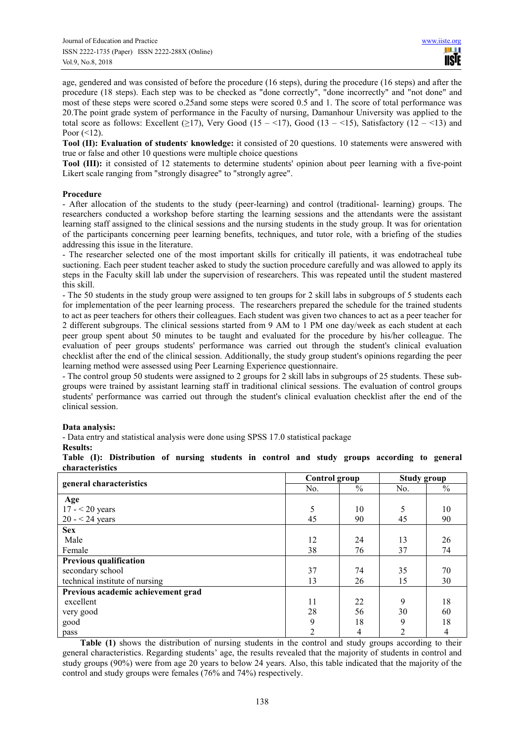age, gendered and was consisted of before the procedure (16 steps), during the procedure (16 steps) and after the procedure (18 steps). Each step was to be checked as "done correctly", "done incorrectly" and "not done" and most of these steps were scored o.25and some steps were scored 0.5 and 1. The score of total performance was 20.The point grade system of performance in the Faculty of nursing, Damanhour University was applied to the total score as follows: Excellent (≥17), Very Good (15 – <17), Good (13 – <15), Satisfactory (12 – <13) and Poor (<12).

**Tool (II): Evaluation of students' knowledge:** it consisted of 20 questions. 10 statements were answered with true or false and other 10 questions were multiple choice questions

**Tool (III):** it consisted of 12 statements to determine students' opinion about peer learning with a five-point Likert scale ranging from "strongly disagree" to "strongly agree".

**Procedure**

- After allocation of the students to the study (peer-learning) and control (traditional- learning) groups. The researchers conducted a workshop before starting the learning sessions and the attendants were the assistant learning staff assigned to the clinical sessions and the nursing students in the study group. It was for orientation of the participants concerning peer learning benefits, techniques, and tutor role, with a briefing of the studies addressing this issue in the literature.
- The researcher selected one of the most important skills for critically ill patients, it was endotracheal tube suctioning. Each peer student teacher asked to study the suction procedure carefully and was allowed to apply its steps in the Faculty skill lab under the supervision of researchers. This was repeated until the student mastered this skill.
- The 50 students in the study group were assigned to ten groups for 2 skill labs in subgroups of 5 students each for implementation of the peer learning process. The researchers prepared the schedule for the trained students to act as peer teachers for others their colleagues. Each student was given two chances to act as a peer teacher for 2 different subgroups. The clinical sessions started from 9 AM to 1 PM one day/week as each student at each peer group spent about 50 minutes to be taught and evaluated for the procedure by his/her colleague. The evaluation of peer groups students' performance was carried out through the student's clinical evaluation checklist after the end of the clinical session. Additionally, the study group student's opinions regarding the peer learning method were assessed using Peer Learning Experience questionnaire.
- The control group 50 students were assigned to 2 groups for 2 skill labs in subgroups of 25 students. These sub-groups were trained by assistant learning staff in traditional clinical sessions. The evaluation of control groups students' performance was carried out through the student's clinical evaluation checklist after the end of the clinical session.

**Data analysis:**

- Data entry and statistical analysis were done using SPSS 17.0 statistical package

**Results:**

**Table (I): Distribution of nursing students in control and study groups according to general characteristics**

| general characteristics | Control group | | Study group | |
|---|---|---|---|---|
| | No. | % | No. | % |
| **Age** | | | | |
| 17 - < 20 years | 5 | 10 | 5 | 10 |
| 20 - < 24 years | 45 | 90 | 45 | 90 |
| **Sex** | | | | |
| Male | 12 | 24 | 13 | 26 |
| Female | 38 | 76 | 37 | 74 |
| **Previous qualification** | | | | |
| secondary school | 37 | 74 | 35 | 70 |
| technical institute of nursing | 13 | 26 | 15 | 30 |
| **Previous academic achievement grad** | | | | |
| excellent | 11 | 22 | 9 | 18 |
| very good | 28 | 56 | 30 | 60 |
| good | 9 | 18 | 9 | 18 |
| pass | 2 | 4 | 2 | 4 |

**Table (1)** shows the distribution of nursing students in the control and study groups according to their general characteristics. Regarding students' age, the results revealed that the majority of students in control and study groups (90%) were from age 20 years to below 24 years. Also, this table indicated that the majority of the control and study groups were females (76% and 74%) respectively.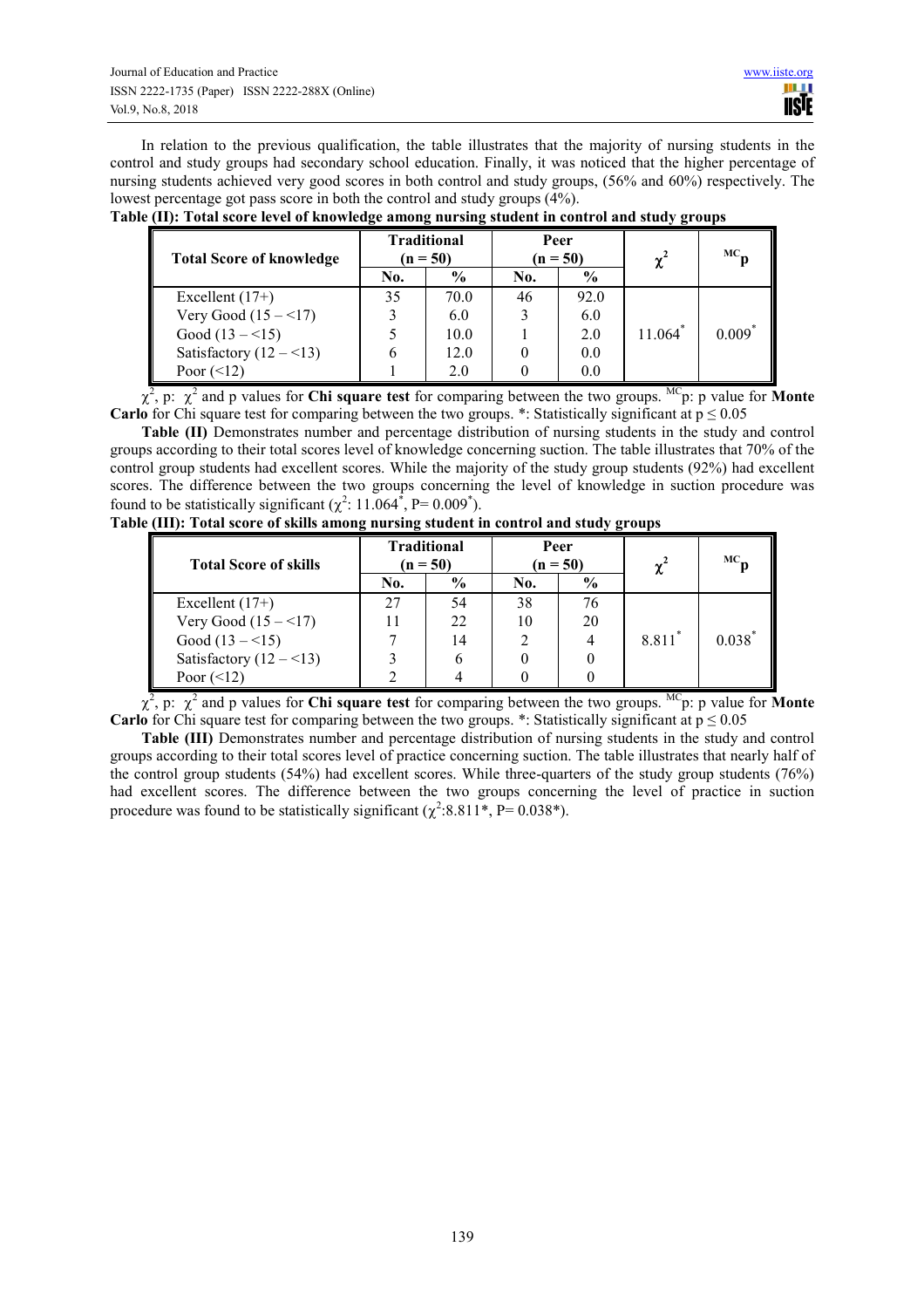In relation to the previous qualification, the table illustrates that the majority of nursing students in the control and study groups had secondary school education. Finally, it was noticed that the higher percentage of nursing students achieved very good scores in both control and study groups, (56% and 60%) respectively. The lowest percentage got pass score in both the control and study groups (4%).

**Table (II): Total score level of knowledge among nursing student in control and study groups**

| Total Score of knowledge | Traditional (n = 50) | | Peer (n = 50) | | $\chi^2$ | $^{MC}p$ |
|---|---|---|---|---|---|---|
| | No. | % | No. | % | | |
| Excellent (17+) | 35 | 70.0 | 46 | 92.0 | 11.064* | 0.009* |
| Very Good (15 – <17) | 3 | 6.0 | 3 | 6.0 | | |
| Good (13 – <15) | 5 | 10.0 | 1 | 2.0 | | |
| Satisfactory (12 – <13) | 6 | 12.0 | 0 | 0.0 | | |
| Poor (<12) | 1 | 2.0 | 0 | 0.0 | | |

$\chi^2$, p: $\chi^2$ and p values for **Chi square test** for comparing between the two groups. $^{MC}$p: p value for **Monte Carlo** for Chi square test for comparing between the two groups. *: Statistically significant at $p \leq 0.05$

**Table (II)** Demonstrates number and percentage distribution of nursing students in the study and control groups according to their total scores level of knowledge concerning suction. The table illustrates that 70% of the control group students had excellent scores. While the majority of the study group students (92%) had excellent scores. The difference between the two groups concerning the level of knowledge in suction procedure was found to be statistically significant ($\chi^2$: 11.064*, P= 0.009*).

**Table (III): Total score of skills among nursing student in control and study groups**

| Total Score of skills | Traditional (n = 50) | | Peer (n = 50) | | $\chi^2$ | $^{MC}p$ |
|---|---|---|---|---|---|---|
| | No. | % | No. | % | | |
| Excellent (17+) | 27 | 54 | 38 | 76 | 8.811* | 0.038* |
| Very Good (15 – <17) | 11 | 22 | 10 | 20 | | |
| Good (13 – <15) | 7 | 14 | 2 | 4 | | |
| Satisfactory (12 – <13) | 3 | 6 | 0 | 0 | | |
| Poor (<12) | 2 | 4 | 0 | 0 | | |

$\chi^2$, p: $\chi^2$ and p values for **Chi square test** for comparing between the two groups. $^{MC}$p: p value for **Monte Carlo** for Chi square test for comparing between the two groups. *: Statistically significant at $p \leq 0.05$

**Table (III)** Demonstrates number and percentage distribution of nursing students in the study and control groups according to their total scores level of practice concerning suction. The table illustrates that nearly half of the control group students (54%) had excellent scores. While three-quarters of the study group students (76%) had excellent scores. The difference between the two groups concerning the level of practice in suction procedure was found to be statistically significant ($\chi^2$:8.811*, P= 0.038*).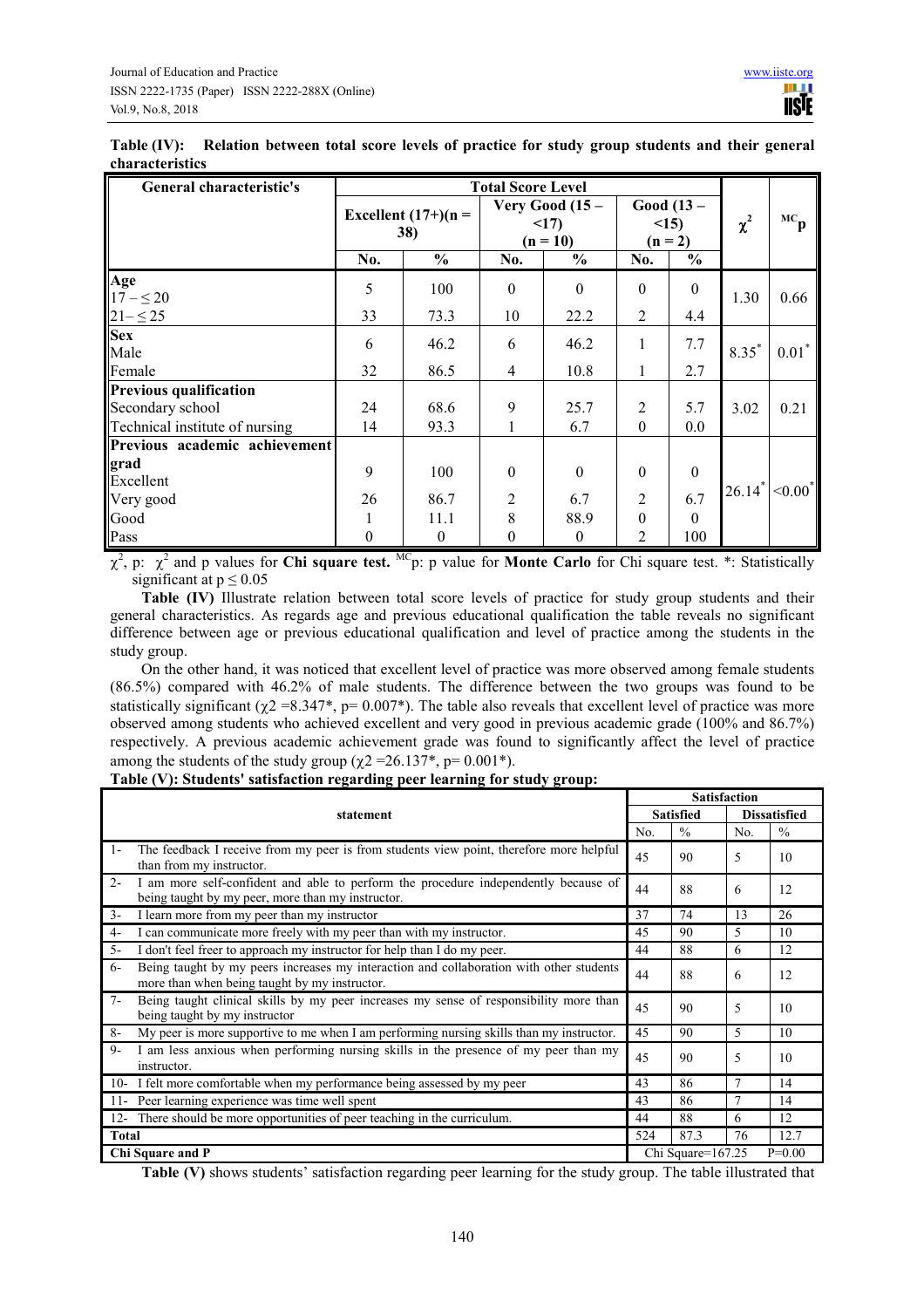**Table (IV): Relation between total score levels of practice for study group students and their general characteristics**

| General characteristic's | Total Score Level | | | | | | $\chi^2$ | $^{MC}p$ |
|---|---|---|---|---|---|---|---|---|
| | Excellent (17+)(n = 38) | | Very Good (15 – <17) (n = 10) | | Good (13 – <15) (n = 2) | | | |
| | No. | % | No. | % | No. | % | | |
| **Age** | | | | | | | | |
| 17 – ≤ 20 | 5 | 100 | 0 | 0 | 0 | 0 | 1.30 | 0.66 |
| 21– ≤ 25 | 33 | 73.3 | 10 | 22.2 | 2 | 4.4 | | |
| **Sex** | | | | | | | | |
| Male | 6 | 46.2 | 6 | 46.2 | 1 | 7.7 | 8.35* | 0.01* |
| Female | 32 | 86.5 | 4 | 10.8 | 1 | 2.7 | | |
| **Previous qualification** | | | | | | | | |
| Secondary school | 24 | 68.6 | 9 | 25.7 | 2 | 5.7 | 3.02 | 0.21 |
| Technical institute of nursing | 14 | 93.3 | 1 | 6.7 | 0 | 0.0 | | |
| **Previous academic achievement grad** | | | | | | | | |
| Excellent | 9 | 100 | 0 | 0 | 0 | 0 | 26.14* | <0.00* |
| Very good | 26 | 86.7 | 2 | 6.7 | 2 | 6.7 | | |
| Good | 1 | 11.1 | 8 | 88.9 | 0 | 0 | | |
| Pass | 0 | 0 | 0 | 0 | 2 | 100 | | |

$\chi^2$, p: $\chi^2$ and p values for **Chi square test.** $^{MC}p$: p value for **Monte Carlo** for Chi square test. *: Statistically significant at $p \leq 0.05$

**Table (IV)** Illustrate relation between total score levels of practice for study group students and their general characteristics. As regards age and previous educational qualification the table reveals no significant difference between age or previous educational qualification and level of practice among the students in the study group.

On the other hand, it was noticed that excellent level of practice was more observed among female students (86.5%) compared with 46.2% of male students. The difference between the two groups was found to be statistically significant ($\chi2$ =8.347*, p= 0.007*). The table also reveals that excellent level of practice was more observed among students who achieved excellent and very good in previous academic grade (100% and 86.7%) respectively. A previous academic achievement grade was found to significantly affect the level of practice among the students of the study group ($\chi2$ =26.137*, p= 0.001*).

**Table (V): Students' satisfaction regarding peer learning for study group:**

| statement | Satisfaction | | | |
|---|---|---|---|---|
| | Satisfied | | Dissatisfied | |
| | No. | % | No. | % |
| 1- The feedback I receive from my peer is from students view point, therefore more helpful than from my instructor. | 45 | 90 | 5 | 10 |
| 2- I am more self-confident and able to perform the procedure independently because of being taught by my peer, more than my instructor. | 44 | 88 | 6 | 12 |
| 3- I learn more from my peer than my instructor | 37 | 74 | 13 | 26 |
| 4- I can communicate more freely with my peer than with my instructor. | 45 | 90 | 5 | 10 |
| 5- I don't feel freer to approach my instructor for help than I do my peer. | 44 | 88 | 6 | 12 |
| 6- Being taught by my peers increases my interaction and collaboration with other students more than when being taught by my instructor. | 44 | 88 | 6 | 12 |
| 7- Being taught clinical skills by my peer increases my sense of responsibility more than being taught by my instructor | 45 | 90 | 5 | 10 |
| 8- My peer is more supportive to me when I am performing nursing skills than my instructor. | 45 | 90 | 5 | 10 |
| 9- I am less anxious when performing nursing skills in the presence of my peer than my instructor. | 45 | 90 | 5 | 10 |
| 10- I felt more comfortable when my performance being assessed by my peer | 43 | 86 | 7 | 14 |
| 11- Peer learning experience was time well spent | 43 | 86 | 7 | 14 |
| 12- There should be more opportunities of peer teaching in the curriculum. | 44 | 88 | 6 | 12 |
| **Total** | 524 | 87.3 | 76 | 12.7 |
| **Chi Square and P** | Chi Square=167.25 | | | P=0.00 |

**Table (V)** shows students' satisfaction regarding peer learning for the study group. The table illustrated that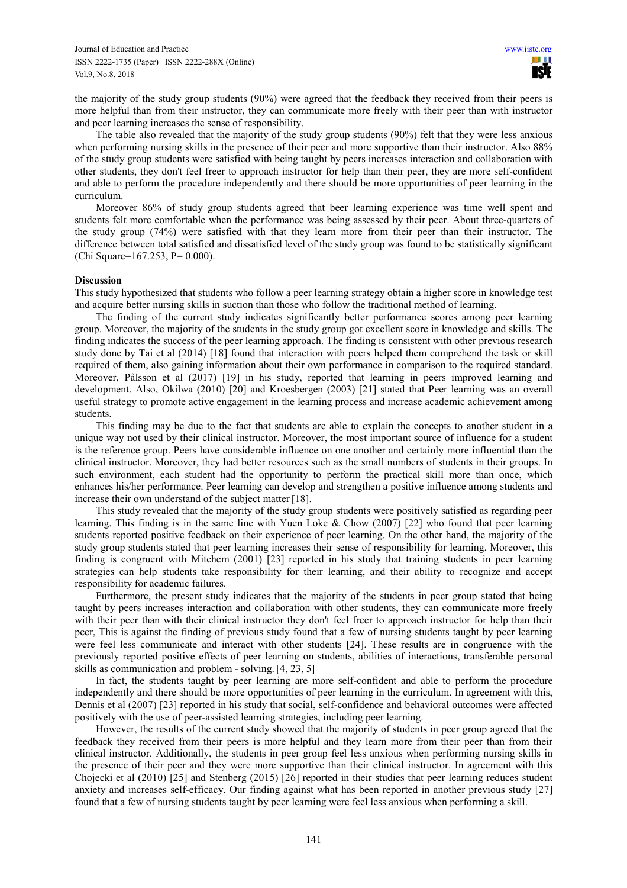the majority of the study group students (90%) were agreed that the feedback they received from their peers is more helpful than from their instructor, they can communicate more freely with their peer than with instructor and peer learning increases the sense of responsibility.

The table also revealed that the majority of the study group students (90%) felt that they were less anxious when performing nursing skills in the presence of their peer and more supportive than their instructor. Also 88% of the study group students were satisfied with being taught by peers increases interaction and collaboration with other students, they don't feel freer to approach instructor for help than their peer, they are more self-confident and able to perform the procedure independently and there should be more opportunities of peer learning in the curriculum.

Moreover 86% of study group students agreed that beer learning experience was time well spent and students felt more comfortable when the performance was being assessed by their peer. About three-quarters of the study group (74%) were satisfied with that they learn more from their peer than their instructor. The difference between total satisfied and dissatisfied level of the study group was found to be statistically significant (Chi Square=167.253, P= 0.000).

**Discussion**

This study hypothesized that students who follow a peer learning strategy obtain a higher score in knowledge test and acquire better nursing skills in suction than those who follow the traditional method of learning.

The finding of the current study indicates significantly better performance scores among peer learning group. Moreover, the majority of the students in the study group got excellent score in knowledge and skills. The finding indicates the success of the peer learning approach. The finding is consistent with other previous research study done by Tai et al (2014) [18] found that interaction with peers helped them comprehend the task or skill required of them, also gaining information about their own performance in comparison to the required standard. Moreover, Pålsson et al (2017) [19] in his study, reported that learning in peers improved learning and development. Also, Okilwa (2010) [20] and Kroesbergen (2003) [21] stated that Peer learning was an overall useful strategy to promote active engagement in the learning process and increase academic achievement among students.

This finding may be due to the fact that students are able to explain the concepts to another student in a unique way not used by their clinical instructor. Moreover, the most important source of influence for a student is the reference group. Peers have considerable influence on one another and certainly more influential than the clinical instructor. Moreover, they had better resources such as the small numbers of students in their groups. In such environment, each student had the opportunity to perform the practical skill more than once, which enhances his/her performance. Peer learning can develop and strengthen a positive influence among students and increase their own understanding of the subject matter [18].

This study revealed that the majority of the study group students were positively satisfied as regarding peer learning. This finding is in the same line with Yuen Loke & Chow (2007) [22] who found that peer learning students reported positive feedback on their experience of peer learning. On the other hand, the majority of the study group students stated that peer learning increases their sense of responsibility for learning. Moreover, this finding is congruent with Mitchem (2001) [23] reported in his study that training students in peer learning strategies can help students take responsibility for their learning, and their ability to recognize and accept responsibility for academic failures.

Furthermore, the present study indicates that the majority of the students in peer group stated that being taught by peers increases interaction and collaboration with other students, they can communicate more freely with their peer than with their clinical instructor they don't feel freer to approach instructor for help than their peer, This is against the finding of previous study found that a few of nursing students taught by peer learning were feel less communicate and interact with other students [24]. These results are in congruence with the previously reported positive effects of peer learning on students, abilities of interactions, transferable personal skills as communication and problem - solving. [4, 23, 5]

In fact, the students taught by peer learning are more self-confident and able to perform the procedure independently and there should be more opportunities of peer learning in the curriculum. In agreement with this, Dennis et al (2007) [23] reported in his study that social, self-confidence and behavioral outcomes were affected positively with the use of peer-assisted learning strategies, including peer learning.

However, the results of the current study showed that the majority of students in peer group agreed that the feedback they received from their peers is more helpful and they learn more from their peer than from their clinical instructor. Additionally, the students in peer group feel less anxious when performing nursing skills in the presence of their peer and they were more supportive than their clinical instructor. In agreement with this Chojecki et al (2010) [25] and Stenberg (2015) [26] reported in their studies that peer learning reduces student anxiety and increases self-efficacy. Our finding against what has been reported in another previous study [27] found that a few of nursing students taught by peer learning were feel less anxious when performing a skill.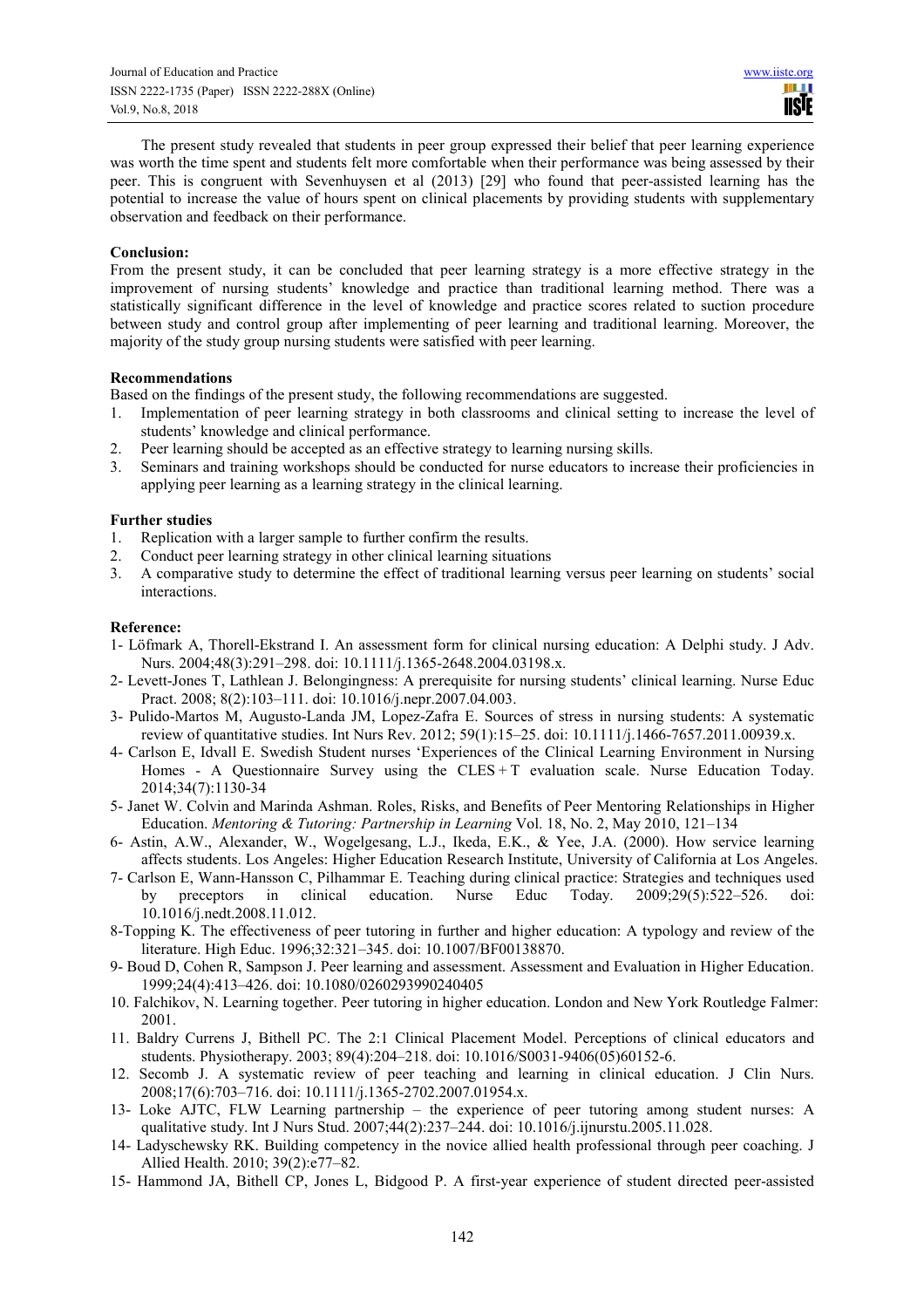The present study revealed that students in peer group expressed their belief that peer learning experience was worth the time spent and students felt more comfortable when their performance was being assessed by their peer. This is congruent with Sevenhuysen et al (2013) [29] who found that peer-assisted learning has the potential to increase the value of hours spent on clinical placements by providing students with supplementary observation and feedback on their performance.

**Conclusion:**

From the present study, it can be concluded that peer learning strategy is a more effective strategy in the improvement of nursing students' knowledge and practice than traditional learning method. There was a statistically significant difference in the level of knowledge and practice scores related to suction procedure between study and control group after implementing of peer learning and traditional learning. Moreover, the majority of the study group nursing students were satisfied with peer learning.

**Recommendations**

Based on the findings of the present study, the following recommendations are suggested.

1. Implementation of peer learning strategy in both classrooms and clinical setting to increase the level of students' knowledge and clinical performance.
2. Peer learning should be accepted as an effective strategy to learning nursing skills.
3. Seminars and training workshops should be conducted for nurse educators to increase their proficiencies in applying peer learning as a learning strategy in the clinical learning.

**Further studies**

1. Replication with a larger sample to further confirm the results.
2. Conduct peer learning strategy in other clinical learning situations
3. A comparative study to determine the effect of traditional learning versus peer learning on students' social interactions.

**Reference:**

1- Löfmark A, Thorell-Ekstrand I. An assessment form for clinical nursing education: A Delphi study. J Adv. Nurs. 2004;48(3):291–298. doi: 10.1111/j.1365-2648.2004.03198.x.

2- Levett-Jones T, Lathlean J. Belongingness: A prerequisite for nursing students' clinical learning. Nurse Educ Pract. 2008; 8(2):103–111. doi: 10.1016/j.nepr.2007.04.003.

3- Pulido-Martos M, Augusto-Landa JM, Lopez-Zafra E. Sources of stress in nursing students: A systematic review of quantitative studies. Int Nurs Rev. 2012; 59(1):15–25. doi: 10.1111/j.1466-7657.2011.00939.x.

4- Carlson E, Idvall E. Swedish Student nurses 'Experiences of the Clinical Learning Environment in Nursing Homes - A Questionnaire Survey using the CLES + T evaluation scale. Nurse Education Today. 2014;34(7):1130-34

5- Janet W. Colvin and Marinda Ashman. Roles, Risks, and Benefits of Peer Mentoring Relationships in Higher Education. *Mentoring & Tutoring: Partnership in Learning* Vol. 18, No. 2, May 2010, 121–134

6- Astin, A.W., Alexander, W., Wogelgesang, L.J., Ikeda, E.K., & Yee, J.A. (2000). How service learning affects students. Los Angeles: Higher Education Research Institute, University of California at Los Angeles.

7- Carlson E, Wann-Hansson C, Pilhammar E. Teaching during clinical practice: Strategies and techniques used by preceptors in clinical education. Nurse Educ Today. 2009;29(5):522–526. doi: 10.1016/j.nedt.2008.11.012.

8-Topping K. The effectiveness of peer tutoring in further and higher education: A typology and review of the literature. High Educ. 1996;32:321–345. doi: 10.1007/BF00138870.

9- Boud D, Cohen R, Sampson J. Peer learning and assessment. Assessment and Evaluation in Higher Education. 1999;24(4):413–426. doi: 10.1080/0260293990240405

10. Falchikov, N. Learning together. Peer tutoring in higher education. London and New York Routledge Falmer: 2001.

11. Baldry Currens J, Bithell PC. The 2:1 Clinical Placement Model. Perceptions of clinical educators and students. Physiotherapy. 2003; 89(4):204–218. doi: 10.1016/S0031-9406(05)60152-6.

12. Secomb J. A systematic review of peer teaching and learning in clinical education. J Clin Nurs. 2008;17(6):703–716. doi: 10.1111/j.1365-2702.2007.01954.x.

13- Loke AJTC, FLW Learning partnership – the experience of peer tutoring among student nurses: A qualitative study. Int J Nurs Stud. 2007;44(2):237–244. doi: 10.1016/j.ijnurstu.2005.11.028.

14- Ladyschewsky RK. Building competency in the novice allied health professional through peer coaching. J Allied Health. 2010; 39(2):e77–82.

15- Hammond JA, Bithell CP, Jones L, Bidgood P. A first-year experience of student directed peer-assisted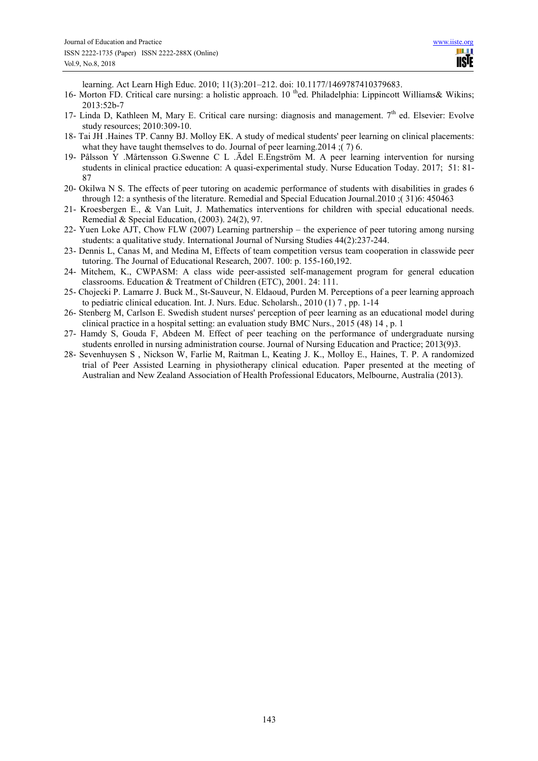learning. Act Learn High Educ. 2010; 11(3):201–212. doi: 10.1177/1469787410379683.

16- Morton FD. Critical care nursing: a holistic approach. 10 [th]ed. Philadelphia: Lippincott Williams& Wikins; 2013:52b-7

17- Linda D, Kathleen M, Mary E. Critical care nursing: diagnosis and management. 7[th] ed. Elsevier: Evolve study resources; 2010:309-10.

18- Tai JH .Haines TP. Canny BJ. Molloy EK. A study of medical students' peer learning on clinical placements: what they have taught themselves to do. Journal of peer learning.2014 ;( 7) 6.

19- Pålsson Y .Mårtensson G.Swenne C L .Ädel E.Engström M. A peer learning intervention for nursing students in clinical practice education: A quasi-experimental study. Nurse Education Today. 2017; 51: 81-87

20- Okilwa N S. The effects of peer tutoring on academic performance of students with disabilities in grades 6 through 12: a synthesis of the literature. Remedial and Special Education Journal.2010 ;( 31)6: 450463

21- Kroesbergen E., & Van Luit, J. Mathematics interventions for children with special educational needs. Remedial & Special Education, (2003). 24(2), 97.

22- Yuen Loke AJT, Chow FLW (2007) Learning partnership – the experience of peer tutoring among nursing students: a qualitative study. International Journal of Nursing Studies 44(2):237-244.

23- Dennis L, Canas M, and Medina M, Effects of team competition versus team cooperation in classwide peer tutoring. The Journal of Educational Research, 2007. 100: p. 155-160,192.

24- Mitchem, K., CWPASM: A class wide peer-assisted self-management program for general education classrooms. Education & Treatment of Children (ETC), 2001. 24: 111.

25- Chojecki P. Lamarre J. Buck M., St-Sauveur, N. Eldaoud, Purden M. Perceptions of a peer learning approach to pediatric clinical education. Int. J. Nurs. Educ. Scholarsh., 2010 (1) 7 , pp. 1-14

26- Stenberg M, Carlson E. Swedish student nurses' perception of peer learning as an educational model during clinical practice in a hospital setting: an evaluation study BMC Nurs., 2015 (48) 14 , p. 1

27- Hamdy S, Gouda F, Abdeen M. Effect of peer teaching on the performance of undergraduate nursing students enrolled in nursing administration course. Journal of Nursing Education and Practice; 2013(9)3.

28- Sevenhuysen S , Nickson W, Farlie M, Raitman L, Keating J. K., Molloy E., Haines, T. P. A randomized trial of Peer Assisted Learning in physiotherapy clinical education. Paper presented at the meeting of Australian and New Zealand Association of Health Professional Educators, Melbourne, Australia (2013).